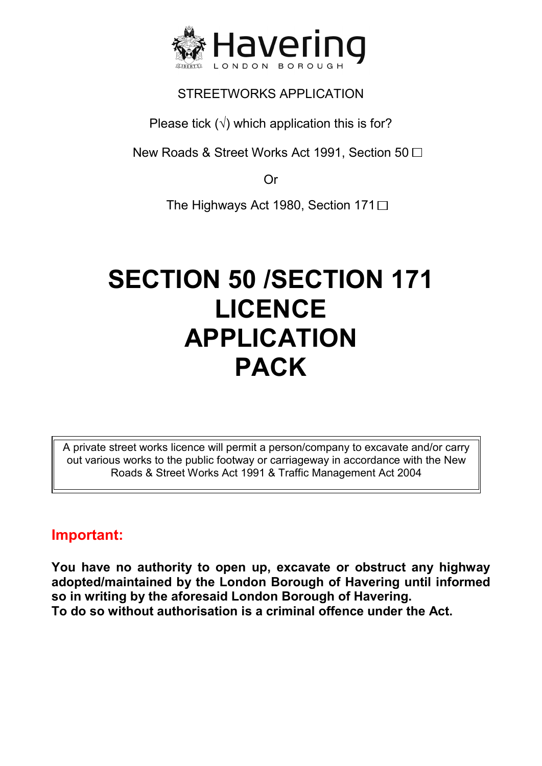Havering
LONDON BOROUGH

STREETWORKS APPLICATION

Please tick (√) which application this is for?

New Roads & Street Works Act 1991, Section 50 ☐

Or

The Highways Act 1980, Section 171 ☐

# SECTION 50 /SECTION 171 LICENCE APPLICATION PACK

| A private street works licence will permit a person/company to excavate and/or carry out various works to the public footway or carriageway in accordance with the New Roads & Street Works Act 1991 & Traffic Management Act 2004 |
|---|

## Important:

**You have no authority to open up, excavate or obstruct any highway adopted/maintained by the London Borough of Havering until informed so in writing by the aforesaid London Borough of Havering.**
**To do so without authorisation is a criminal offence under the Act.**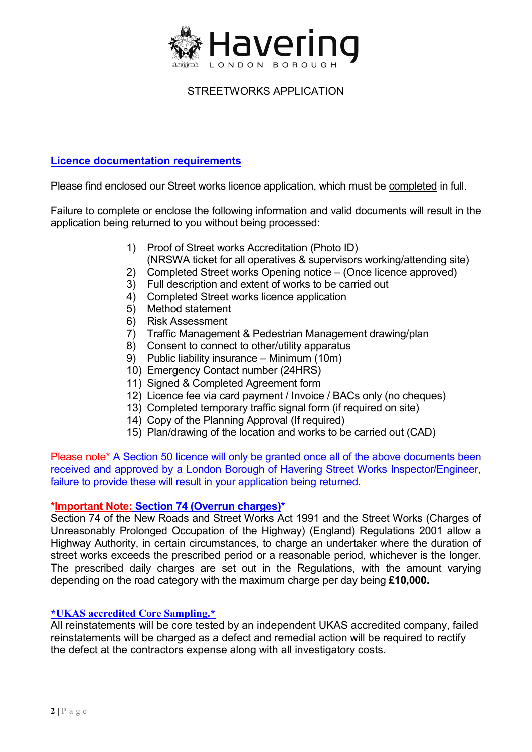Havering
LONDON BOROUGH

STREETWORKS APPLICATION

## Licence documentation requirements

Please find enclosed our Street works licence application, which must be completed in full.

Failure to complete or enclose the following information and valid documents will result in the application being returned to you without being processed:

1) Proof of Street works Accreditation (Photo ID) (NRSWA ticket for all operatives & supervisors working/attending site)
2) Completed Street works Opening notice – (Once licence approved)
3) Full description and extent of works to be carried out
4) Completed Street works licence application
5) Method statement
6) Risk Assessment
7) Traffic Management & Pedestrian Management drawing/plan
8) Consent to connect to other/utility apparatus
9) Public liability insurance – Minimum (10m)
10) Emergency Contact number (24HRS)
11) Signed & Completed Agreement form
12) Licence fee via card payment / Invoice / BACs only (no cheques)
13) Completed temporary traffic signal form (if required on site)
14) Copy of the Planning Approval (If required)
15) Plan/drawing of the location and works to be carried out (CAD)

Please note* A Section 50 licence will only be granted once all of the above documents been received and approved by a London Borough of Havering Street Works Inspector/Engineer, failure to provide these will result in your application being returned.

### *Important Note: Section 74 (Overrun charges)*

Section 74 of the New Roads and Street Works Act 1991 and the Street Works (Charges of Unreasonably Prolonged Occupation of the Highway) (England) Regulations 2001 allow a Highway Authority, in certain circumstances, to charge an undertaker where the duration of street works exceeds the prescribed period or a reasonable period, whichever is the longer. The prescribed daily charges are set out in the Regulations, with the amount varying depending on the road category with the maximum charge per day being **£10,000.**

### *UKAS accredited Core Sampling.*

All reinstatements will be core tested by an independent UKAS accredited company, failed reinstatements will be charged as a defect and remedial action will be required to rectify the defect at the contractors expense along with all investigatory costs.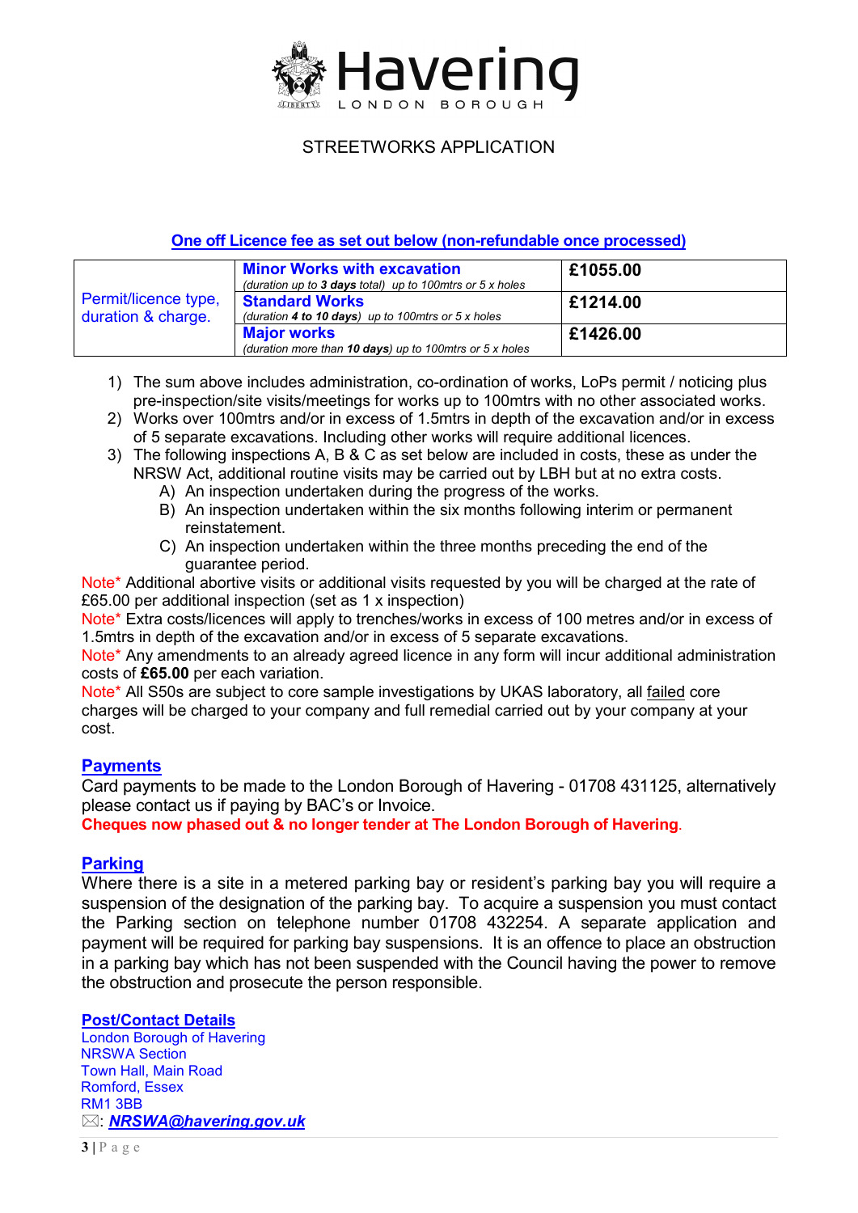# Havering

LONDON BOROUGH

STREETWORKS APPLICATION

**One off Licence fee as set out below (non-refundable once processed)**

| Permit/licence type, duration & charge. | **Minor Works with excavation** *(duration up to **3 days** total) up to 100mtrs or 5 x holes* | **£1055.00** |
|---|---|---|
| | **Standard Works** *(duration **4 to 10 days**) up to 100mtrs or 5 x holes* | **£1214.00** |
| | **Major works** *(duration more than **10 days**) up to 100mtrs or 5 x holes* | **£1426.00** |

1) The sum above includes administration, co-ordination of works, LoPs permit / noticing plus pre-inspection/site visits/meetings for works up to 100mtrs with no other associated works.
2) Works over 100mtrs and/or in excess of 1.5mtrs in depth of the excavation and/or in excess of 5 separate excavations. Including other works will require additional licences.
3) The following inspections A, B & C as set below are included in costs, these as under the NRSW Act, additional routine visits may be carried out by LBH but at no extra costs.
   A) An inspection undertaken during the progress of the works.
   B) An inspection undertaken within the six months following interim or permanent reinstatement.
   C) An inspection undertaken within the three months preceding the end of the guarantee period.

Note* Additional abortive visits or additional visits requested by you will be charged at the rate of £65.00 per additional inspection (set as 1 x inspection)

Note* Extra costs/licences will apply to trenches/works in excess of 100 metres and/or in excess of 1.5mtrs in depth of the excavation and/or in excess of 5 separate excavations.

Note* Any amendments to an already agreed licence in any form will incur additional administration costs of **£65.00** per each variation.

Note* All S50s are subject to core sample investigations by UKAS laboratory, all failed core charges will be charged to your company and full remedial carried out by your company at your cost.

## Payments

Card payments to be made to the London Borough of Havering - 01708 431125, alternatively please contact us if paying by BAC's or Invoice.

**Cheques now phased out & no longer tender at The London Borough of Havering.**

## Parking

Where there is a site in a metered parking bay or resident's parking bay you will require a suspension of the designation of the parking bay. To acquire a suspension you must contact the Parking section on telephone number 01708 432254. A separate application and payment will be required for parking bay suspensions. It is an offence to place an obstruction in a parking bay which has not been suspended with the Council having the power to remove the obstruction and prosecute the person responsible.

## Post/Contact Details

London Borough of Havering
NRSWA Section
Town Hall, Main Road
Romford, Essex
RM1 3BB
✉: ***NRSWA@havering.gov.uk***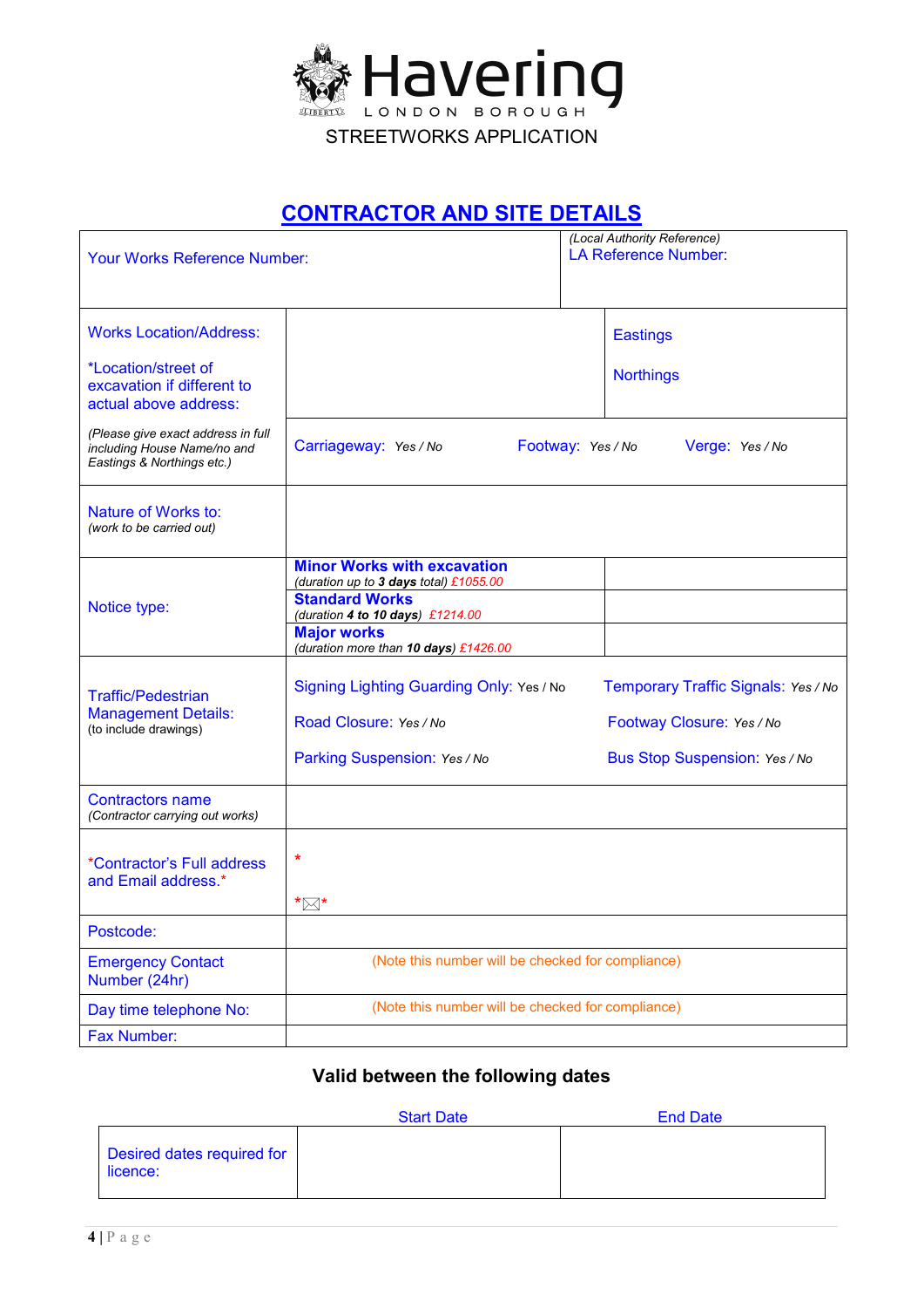Havering
LONDON BOROUGH

STREETWORKS APPLICATION

## CONTRACTOR AND SITE DETAILS

| | | | |
|---|---|---|---|
| Your Works Reference Number: | | *(Local Authority Reference)* LA Reference Number: | |
| Works Location/Address:<br><br>*Location/street of excavation if different to actual above address: | | Eastings<br><br>Northings | |
| *(Please give exact address in full including House Name/no and Eastings & Northings etc.)* | Carriageway: *Yes / No* | Footway: *Yes / No* | Verge: *Yes / No* |
| Nature of Works to:<br>*(work to be carried out)* | | | |
| Notice type: | **Minor Works with excavation**<br>*(duration up to **3 days** total) £1055.00* | | |
| | **Standard Works**<br>*(duration **4 to 10 days**) £1214.00* | | |
| | **Major works**<br>*(duration more than **10 days**) £1426.00* | | |
| Traffic/Pedestrian Management Details:<br>(to include drawings) | Signing Lighting Guarding Only: Yes / No<br><br>Road Closure: *Yes / No*<br><br>Parking Suspension: *Yes / No* | Temporary Traffic Signals: *Yes / No*<br><br>Footway Closure: *Yes / No*<br><br>Bus Stop Suspension: *Yes / No* | |
| Contractors name<br>*(Contractor carrying out works)* | | | |
| *Contractor's Full address and Email address.* | *<br><br>*✉* | | |
| Postcode: | | | |
| Emergency Contact Number (24hr) | (Note this number will be checked for compliance) | | |
| Day time telephone No: | (Note this number will be checked for compliance) | | |
| Fax Number: | | | |

### Valid between the following dates

| | Start Date | End Date |
|---|---|---|
| Desired dates required for licence: | | |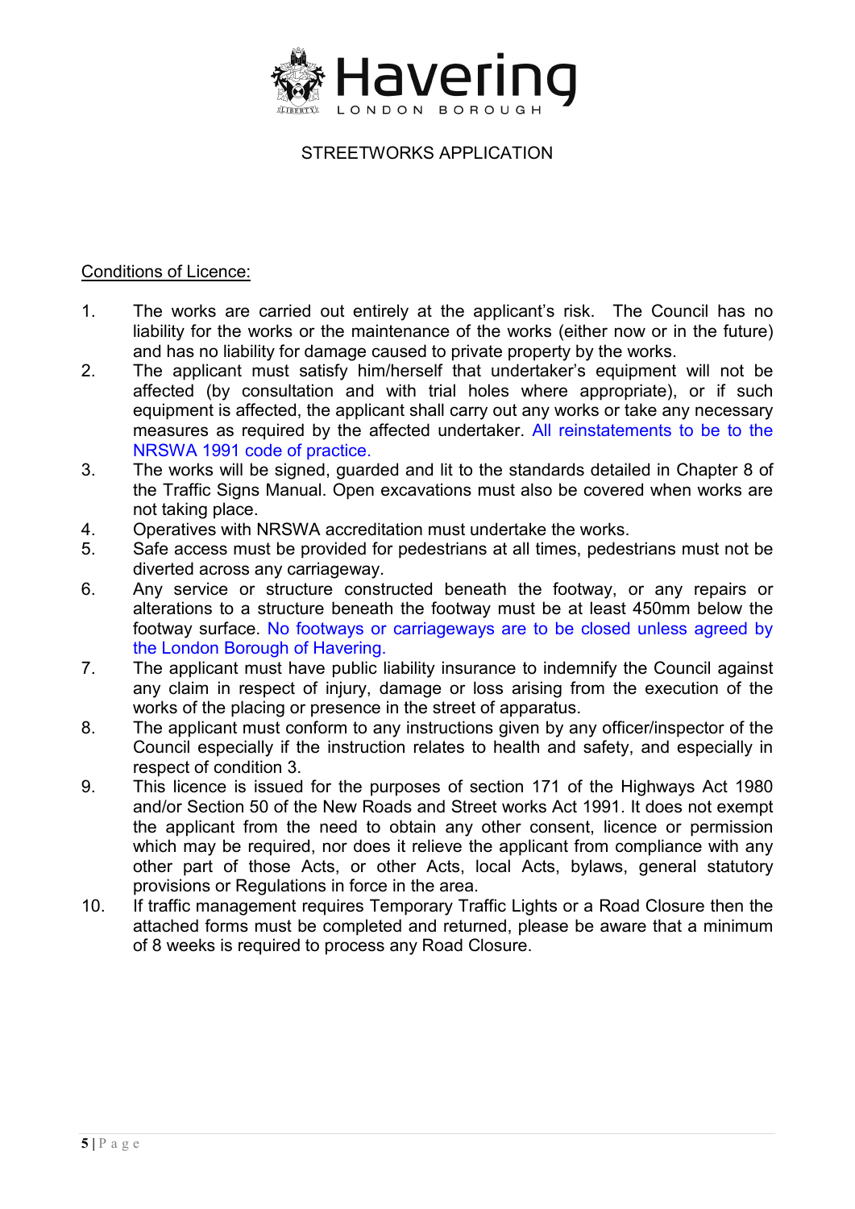STREETWORKS APPLICATION

Conditions of Licence:

1. The works are carried out entirely at the applicant's risk. The Council has no liability for the works or the maintenance of the works (either now or in the future) and has no liability for damage caused to private property by the works.
2. The applicant must satisfy him/herself that undertaker's equipment will not be affected (by consultation and with trial holes where appropriate), or if such equipment is affected, the applicant shall carry out any works or take any necessary measures as required by the affected undertaker. All reinstatements to be to the NRSWA 1991 code of practice.
3. The works will be signed, guarded and lit to the standards detailed in Chapter 8 of the Traffic Signs Manual. Open excavations must also be covered when works are not taking place.
4. Operatives with NRSWA accreditation must undertake the works.
5. Safe access must be provided for pedestrians at all times, pedestrians must not be diverted across any carriageway.
6. Any service or structure constructed beneath the footway, or any repairs or alterations to a structure beneath the footway must be at least 450mm below the footway surface. No footways or carriageways are to be closed unless agreed by the London Borough of Havering.
7. The applicant must have public liability insurance to indemnify the Council against any claim in respect of injury, damage or loss arising from the execution of the works of the placing or presence in the street of apparatus.
8. The applicant must conform to any instructions given by any officer/inspector of the Council especially if the instruction relates to health and safety, and especially in respect of condition 3.
9. This licence is issued for the purposes of section 171 of the Highways Act 1980 and/or Section 50 of the New Roads and Street works Act 1991. It does not exempt the applicant from the need to obtain any other consent, licence or permission which may be required, nor does it relieve the applicant from compliance with any other part of those Acts, or other Acts, local Acts, bylaws, general statutory provisions or Regulations in force in the area.
10. If traffic management requires Temporary Traffic Lights or a Road Closure then the attached forms must be completed and returned, please be aware that a minimum of 8 weeks is required to process any Road Closure.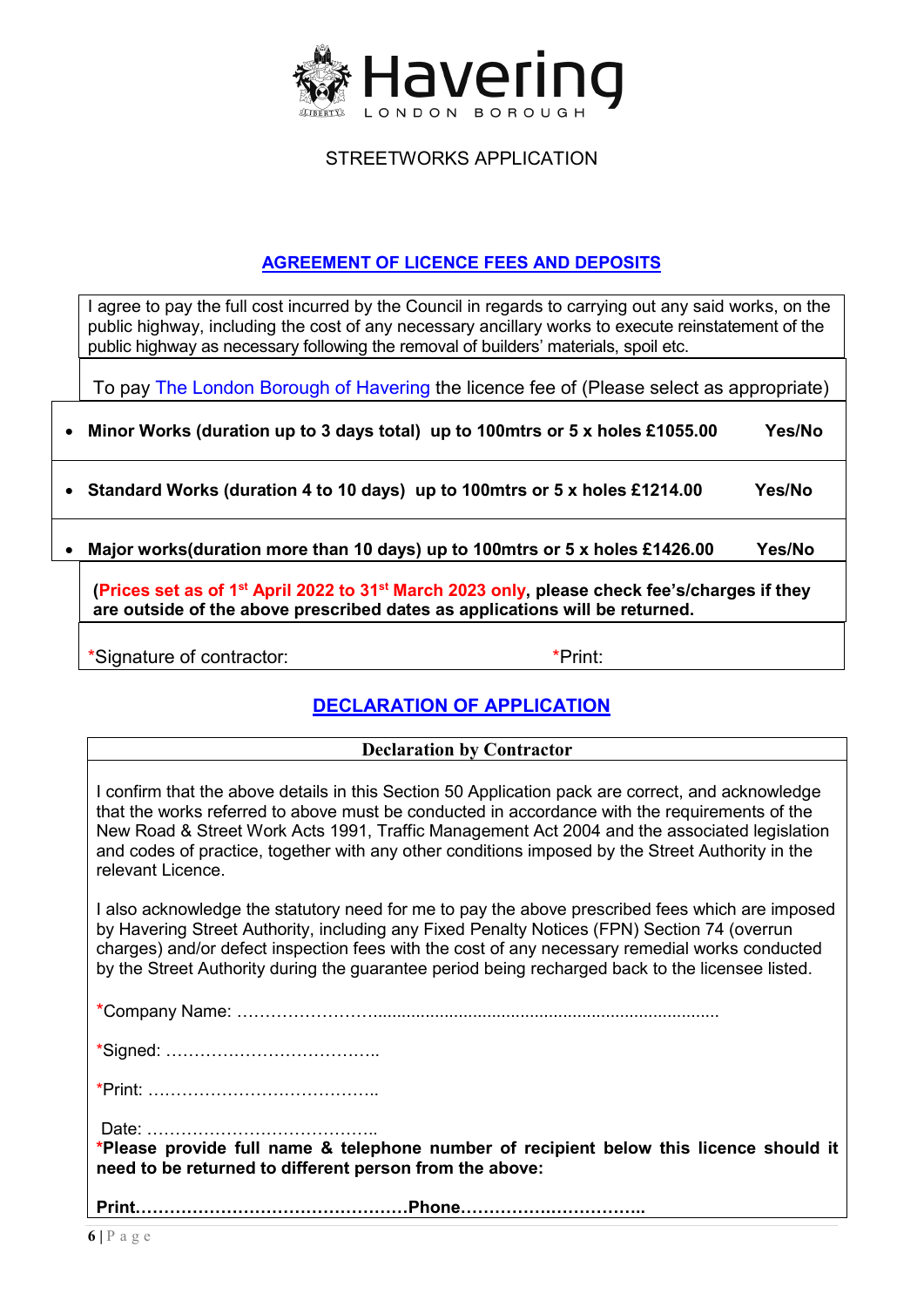Havering
LONDON BOROUGH

STREETWORKS APPLICATION

## AGREEMENT OF LICENCE FEES AND DEPOSITS

I agree to pay the full cost incurred by the Council in regards to carrying out any said works, on the public highway, including the cost of any necessary ancillary works to execute reinstatement of the public highway as necessary following the removal of builders' materials, spoil etc.

To pay The London Borough of Havering the licence fee of (Please select as appropriate)

- **Minor Works (duration up to 3 days total) up to 100mtrs or 5 x holes £1055.00 Yes/No**
- **Standard Works (duration 4 to 10 days) up to 100mtrs or 5 x holes £1214.00 Yes/No**
- **Major works(duration more than 10 days) up to 100mtrs or 5 x holes £1426.00 Yes/No**

**(Prices set as of 1st April 2022 to 31st March 2023 only, please check fee's/charges if they are outside of the above prescribed dates as applications will be returned.**

*Signature of contractor: *Print:

## DECLARATION OF APPLICATION

**Declaration by Contractor**

I confirm that the above details in this Section 50 Application pack are correct, and acknowledge that the works referred to above must be conducted in accordance with the requirements of the New Road & Street Work Acts 1991, Traffic Management Act 2004 and the associated legislation and codes of practice, together with any other conditions imposed by the Street Authority in the relevant Licence.

I also acknowledge the statutory need for me to pay the above prescribed fees which are imposed by Havering Street Authority, including any Fixed Penalty Notices (FPN) Section 74 (overrun charges) and/or defect inspection fees with the cost of any necessary remedial works conducted by the Street Authority during the guarantee period being recharged back to the licensee listed.

*Company Name: ……………………..........................................................................

*Signed: ………………………………..

*Print: …………………………………..

Date: …………………………………..

***Please provide full name & telephone number of recipient below this licence should it need to be returned to different person from the above:**

**Print…………………………………………Phone…………………………..**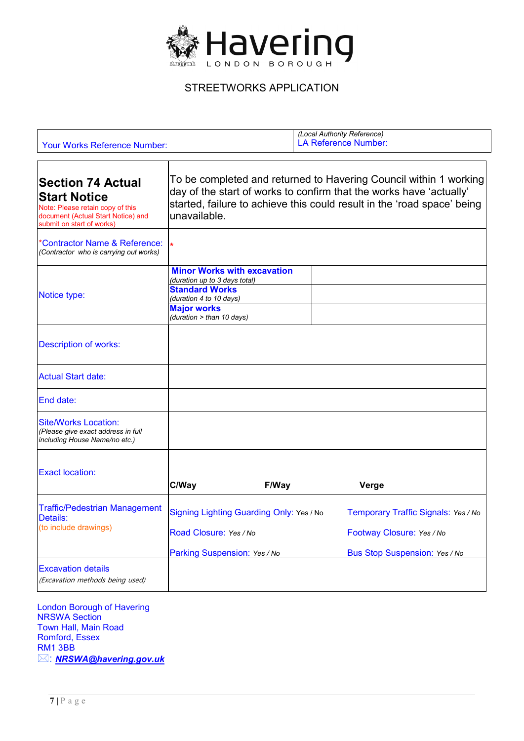Havering
LONDON BOROUGH

STREETWORKS APPLICATION

| Your Works Reference Number: | *(Local Authority Reference)* LA Reference Number: |
|---|---|

| **Section 74 Actual Start Notice** Note: Please retain copy of this document (Actual Start Notice) and submit on start of works) | To be completed and returned to Havering Council within 1 working day of the start of works to confirm that the works have 'actually' started, failure to achieve this could result in the 'road space' being unavailable. | | |
|---|---|---|---|
| *Contractor Name & Reference: *(Contractor who is carrying out works)* | * | | |
| Notice type: | **Minor Works with excavation** *(duration up to 3 days total)* | | |
| | **Standard Works** *(duration 4 to 10 days)* | | |
| | **Major works** *(duration > than 10 days)* | | |
| Description of works: | | | |
| Actual Start date: | | | |
| End date: | | | |
| Site/Works Location: *(Please give exact address in full including House Name/no etc.)* | | | |
| Exact location: | **C/Way** | **F/Way** | **Verge** |
| Traffic/Pedestrian Management Details: (to include drawings) | Signing Lighting Guarding Only: *Yes / No* | Temporary Traffic Signals: *Yes / No* | |
| | Road Closure: *Yes / No* | Footway Closure: *Yes / No* | |
| | Parking Suspension: *Yes / No* | Bus Stop Suspension: *Yes / No* | |
| Excavation details *(Excavation methods being used)* | | | |

London Borough of Havering
NRSWA Section
Town Hall, Main Road
Romford, Essex
RM1 3BB
✉: ***NRSWA@havering.gov.uk***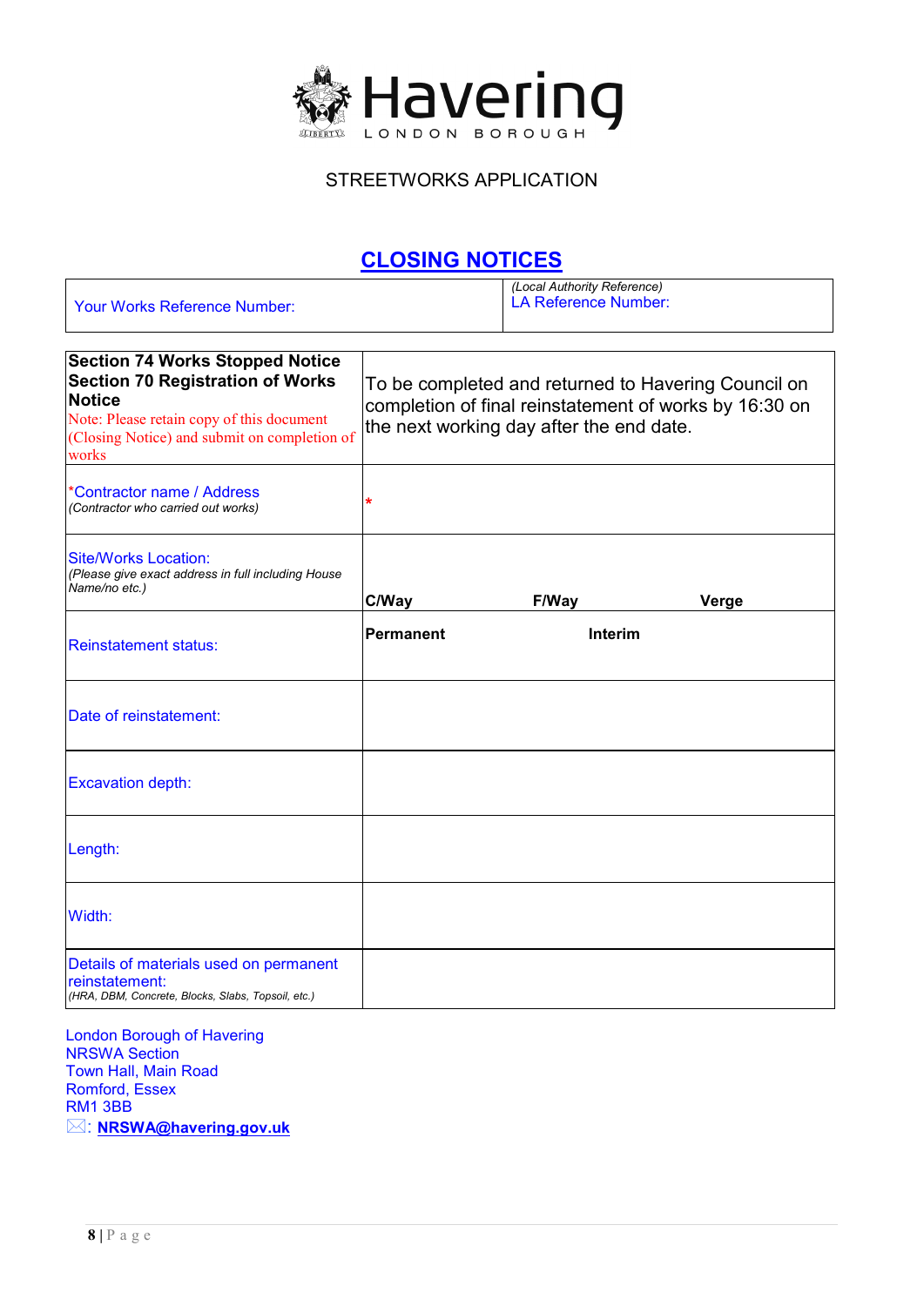Havering
LONDON BOROUGH

STREETWORKS APPLICATION

## CLOSING NOTICES

| Your Works Reference Number: | *(Local Authority Reference)* LA Reference Number: |
|---|---|

| **Section 74 Works Stopped Notice** **Section 70 Registration of Works Notice** Note: Please retain copy of this document (Closing Notice) and submit on completion of works | To be completed and returned to Havering Council on completion of final reinstatement of works by 16:30 on the next working day after the end date. | | |
|---|---|---|---|
| *Contractor name / Address *(Contractor who carried out works)* | * | | |
| Site/Works Location: *(Please give exact address in full including House Name/no etc.)* | **C/Way** | **F/Way** | **Verge** |
| Reinstatement status: | **Permanent** | **Interim** | |
| Date of reinstatement: | | | |
| Excavation depth: | | | |
| Length: | | | |
| Width: | | | |
| Details of materials used on permanent reinstatement: *(HRA, DBM, Concrete, Blocks, Slabs, Topsoil, etc.)* | | | |

London Borough of Havering
NRSWA Section
Town Hall, Main Road
Romford, Essex
RM1 3BB
✉: **NRSWA@havering.gov.uk**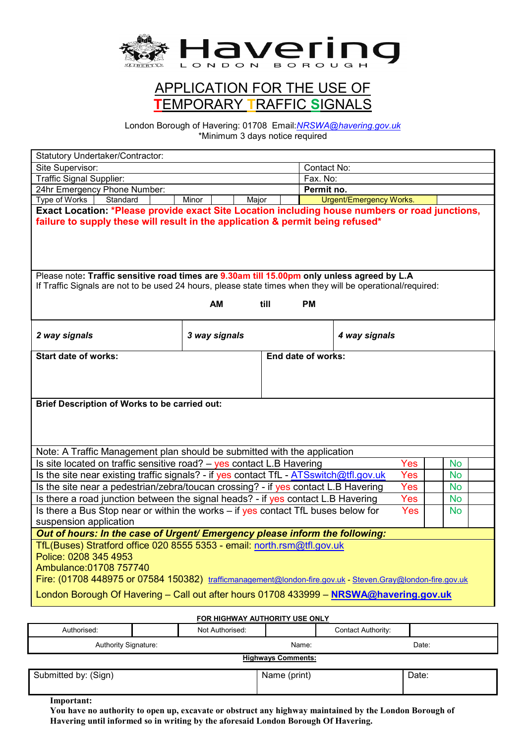Havering
LONDON BOROUGH

# APPLICATION FOR THE USE OF TEMPORARY TRAFFIC SIGNALS

London Borough of Havering: 01708 Email:*NRSWA@havering.gov.uk*
*Minimum 3 days notice required

| Statutory Undertaker/Contractor: | | | |
|---|---|---|---|
| Site Supervisor: | | Contact No: | |
| Traffic Signal Supplier: | | Fax. No: | |
| 24hr Emergency Phone Number: | | **Permit no.** | |

| Type of Works | Standard | | Minor | | Major | | Urgent/Emergency Works. | |
|---|---|---|---|---|---|---|---|---|

**Exact Location: *Please provide exact Site Location including house numbers or road junctions, failure to supply these will result in the application & permit being refused***

Please note**: Traffic sensitive road times are 9.30am till 15.00pm only unless agreed by L.A**
If Traffic Signals are not to be used 24 hours, please state times when they will be operational/required:

**AM** **till** **PM**

| ***2 way signals*** | ***3 way signals*** | ***4 way signals*** |
|---|---|---|

| **Start date of works:** | **End date of works:** |
|---|---|
| | |

**Brief Description of Works to be carried out:**

| Note: A Traffic Management plan should be submitted with the application | | | | |
|---|---|---|---|---|
| Is site located on traffic sensitive road? – yes contact L.B Havering | Yes | | No | |
| Is the site near existing traffic signals? - if yes contact TfL - ATSswitch@tfl.gov.uk | Yes | | No | |
| Is the site near a pedestrian/zebra/toucan crossing? - if yes contact L.B Havering | Yes | | No | |
| Is there a road junction between the signal heads? - if yes contact L.B Havering | Yes | | No | |
| Is there a Bus Stop near or within the works – if yes contact TfL buses below for suspension application | Yes | | No | |

***Out of hours: In the case of Urgent/ Emergency please inform the following:***

TfL(Buses) Stratford office 020 8555 5353 - email: north.rsm@tfl.gov.uk
Police: 0208 345 4953
Ambulance:01708 757740
Fire: (01708 448975 or 07584 150382) trafficmanagement@london-fire.gov.uk - Steven.Gray@london-fire.gov.uk
London Borough Of Havering – Call out after hours 01708 433999 – **NRSWA@havering.gov.uk**

**FOR HIGHWAY AUTHORITY USE ONLY**

| Authorised: | | Not Authorised: | | Contact Authority: | |
|---|---|---|---|---|---|
| Authority Signature: | | Name: | | Date: | |

**Highways Comments:**

| Submitted by: (Sign) | Name (print) | Date: |
|---|---|---|
| | | |

**Important:**
**You have no authority to open up, excavate or obstruct any highway maintained by the London Borough of Havering until informed so in writing by the aforesaid London Borough Of Havering.**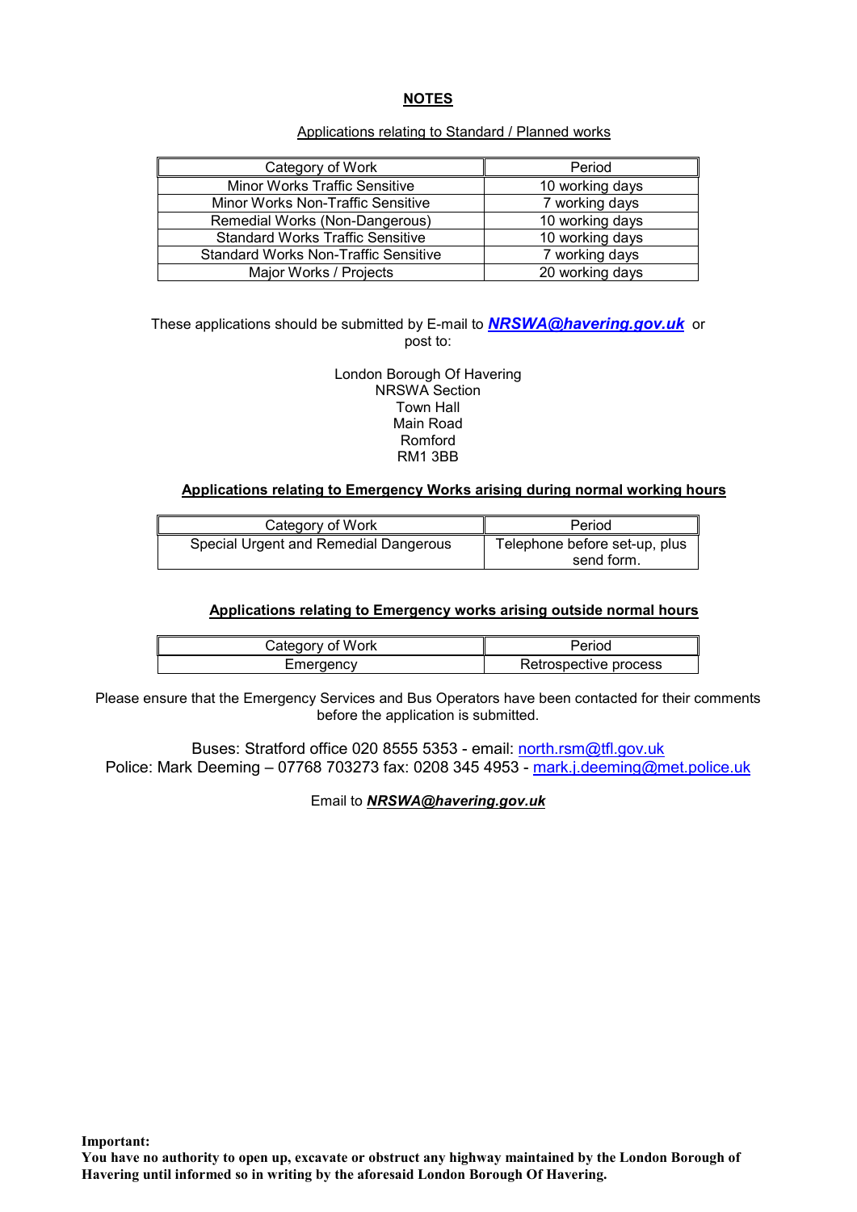## NOTES

Applications relating to Standard / Planned works

| Category of Work | Period |
|---|---|
| Minor Works Traffic Sensitive | 10 working days |
| Minor Works Non-Traffic Sensitive | 7 working days |
| Remedial Works (Non-Dangerous) | 10 working days |
| Standard Works Traffic Sensitive | 10 working days |
| Standard Works Non-Traffic Sensitive | 7 working days |
| Major Works / Projects | 20 working days |

These applications should be submitted by E-mail to ***NRSWA@havering.gov.uk*** or post to:

London Borough Of Havering
NRSWA Section
Town Hall
Main Road
Romford
RM1 3BB

**Applications relating to Emergency Works arising during normal working hours**

| Category of Work | Period |
|---|---|
| Special Urgent and Remedial Dangerous | Telephone before set-up, plus send form. |

**Applications relating to Emergency works arising outside normal hours**

| Category of Work | Period |
|---|---|
| Emergency | Retrospective process |

Please ensure that the Emergency Services and Bus Operators have been contacted for their comments before the application is submitted.

Buses: Stratford office 020 8555 5353 - email: north.rsm@tfl.gov.uk
Police: Mark Deeming – 07768 703273 fax: 0208 345 4953 - mark.j.deeming@met.police.uk

Email to ***NRSWA@havering.gov.uk***

**Important:**
**You have no authority to open up, excavate or obstruct any highway maintained by the London Borough of Havering until informed so in writing by the aforesaid London Borough Of Havering.**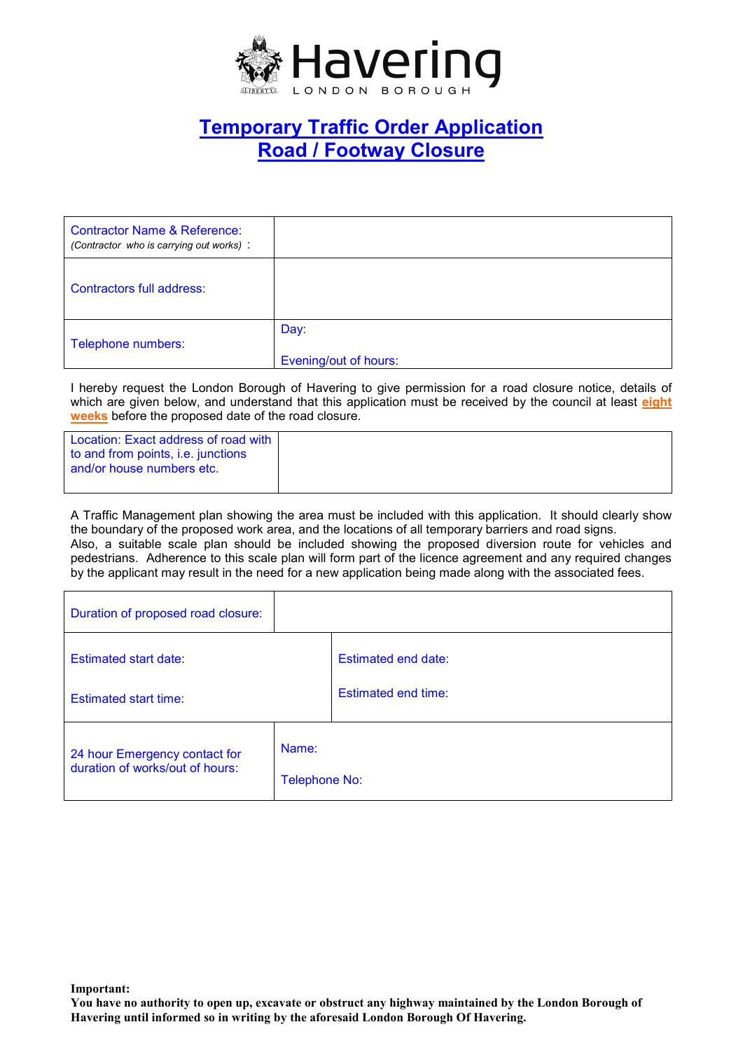Havering

LONDON BOROUGH

# Temporary Traffic Order Application
# Road / Footway Closure

| Contractor Name & Reference: *(Contractor who is carrying out works)* : | |
|---|---|
| Contractors full address: | |
| Telephone numbers: | Day: <br> Evening/out of hours: |

I hereby request the London Borough of Havering to give permission for a road closure notice, details of which are given below, and understand that this application must be received by the council at least **eight weeks** before the proposed date of the road closure.

| Location: Exact address of road with to and from points, i.e. junctions and/or house numbers etc. | |
|---|---|

A Traffic Management plan showing the area must be included with this application. It should clearly show the boundary of the proposed work area, and the locations of all temporary barriers and road signs.
Also, a suitable scale plan should be included showing the proposed diversion route for vehicles and pedestrians. Adherence to this scale plan will form part of the licence agreement and any required changes by the applicant may result in the need for a new application being made along with the associated fees.

| Duration of proposed road closure: | |
|---|---|
| Estimated start date: <br> Estimated start time: | Estimated end date: <br> Estimated end time: |
| 24 hour Emergency contact for duration of works/out of hours: | Name: <br> Telephone No: |

**Important:**
**You have no authority to open up, excavate or obstruct any highway maintained by the London Borough of Havering until informed so in writing by the aforesaid London Borough Of Havering.**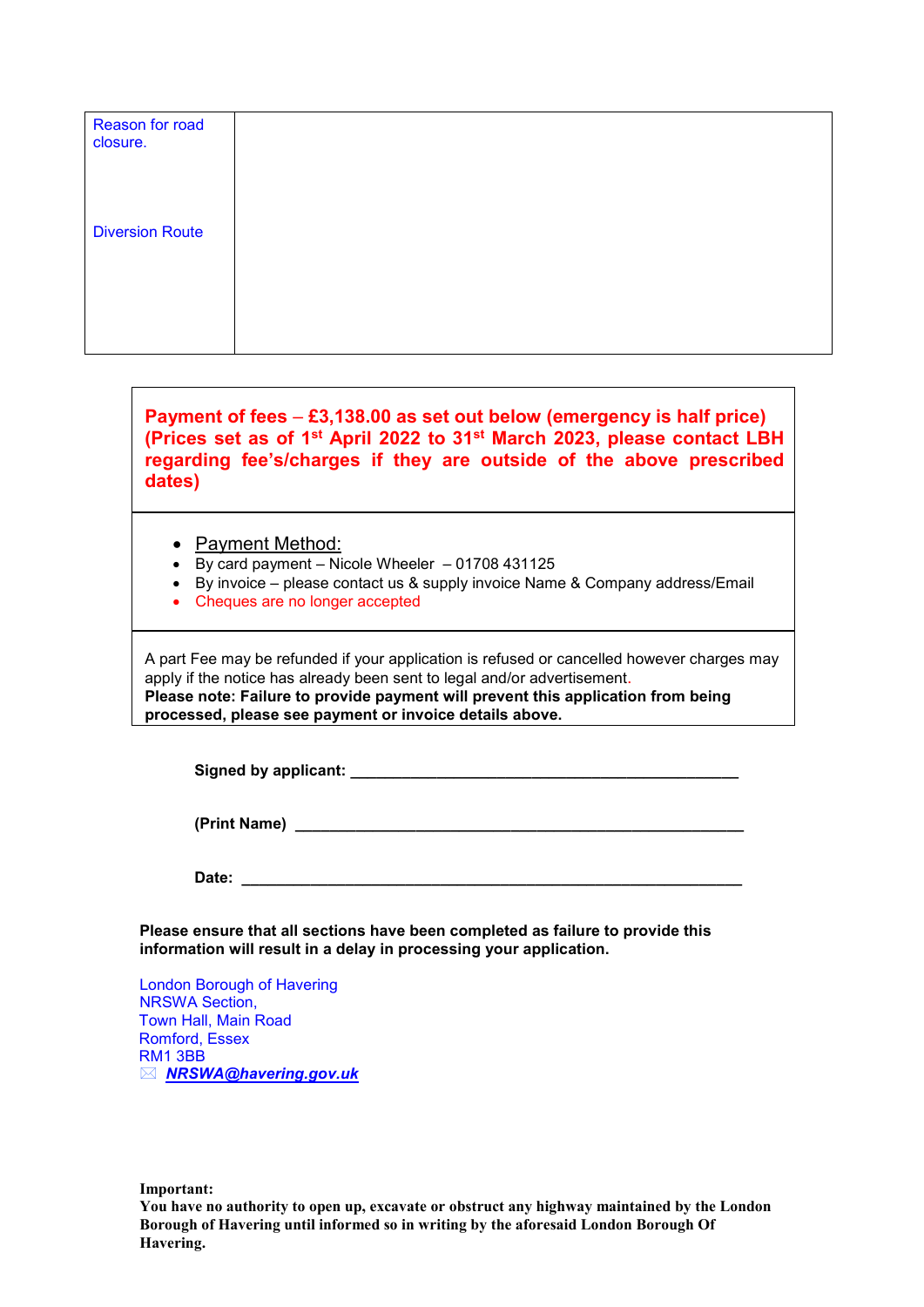| Reason for road closure.<br><br><br>Diversion Route | |
|---|---|

**Payment of fees – £3,138.00 as set out below (emergency is half price) (Prices set as of 1st April 2022 to 31st March 2023, please contact LBH regarding fee's/charges if they are outside of the above prescribed dates)**

- Payment Method:
- By card payment – Nicole Wheeler – 01708 431125
- By invoice – please contact us & supply invoice Name & Company address/Email
- Cheques are no longer accepted

A part Fee may be refunded if your application is refused or cancelled however charges may apply if the notice has already been sent to legal and/or advertisement.
**Please note: Failure to provide payment will prevent this application from being processed, please see payment or invoice details above.**

**Signed by applicant:** _______________________________________________

**(Print Name)** ______________________________________________________

**Date:** ____________________________________________________________

**Please ensure that all sections have been completed as failure to provide this information will result in a delay in processing your application.**

London Borough of Havering
NRSWA Section,
Town Hall, Main Road
Romford, Essex
RM1 3BB
***NRSWA@havering.gov.uk***

**Important:**
**You have no authority to open up, excavate or obstruct any highway maintained by the London Borough of Havering until informed so in writing by the aforesaid London Borough Of Havering.**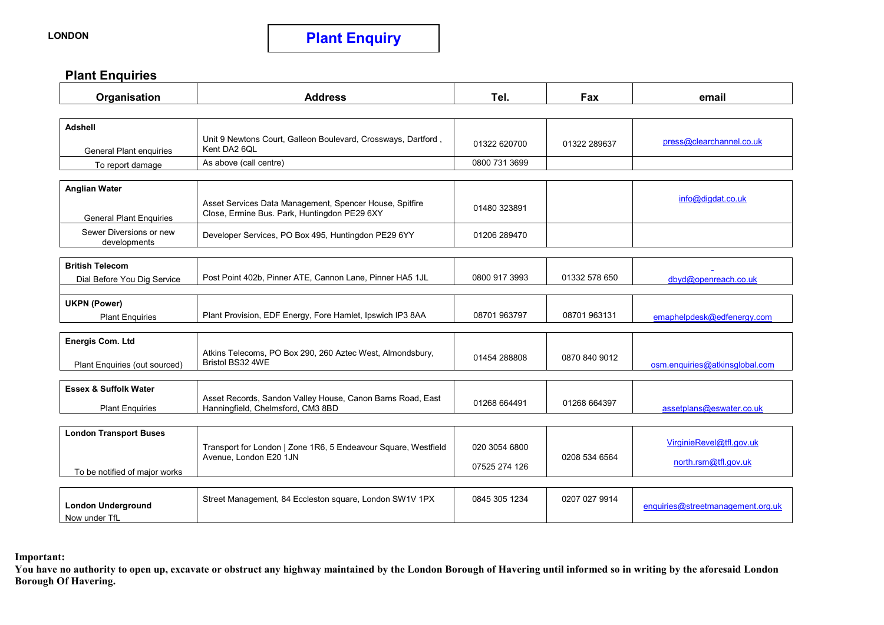**LONDON**

# Plant Enquiry

## Plant Enquiries

| Organisation | Address | Tel. | Fax | email |
|---|---|---|---|---|
| **Adshell** | | | | |
| General Plant enquiries | Unit 9 Newtons Court, Galleon Boulevard, Crossways, Dartford , Kent DA2 6QL | 01322 620700 | 01322 289637 | press@clearchannel.co.uk |
| To report damage | As above (call centre) | 0800 731 3699 | | |
| **Anglian Water** | | | | |
| General Plant Enquiries | Asset Services Data Management, Spencer House, Spitfire Close, Ermine Bus. Park, Huntingdon PE29 6XY | 01480 323891 | | info@digdat.co.uk |
| Sewer Diversions or new developments | Developer Services, PO Box 495, Huntingdon PE29 6YY | 01206 289470 | | |
| **British Telecom** | | | | |
| Dial Before You Dig Service | Post Point 402b, Pinner ATE, Cannon Lane, Pinner HA5 1JL | 0800 917 3993 | 01332 578 650 | - dbyd@openreach.co.uk |
| **UKPN (Power)** | | | | |
| Plant Enquiries | Plant Provision, EDF Energy, Fore Hamlet, Ipswich IP3 8AA | 08701 963797 | 08701 963131 | emaphelpdesk@edfenergy.com |
| **Energis Com. Ltd** | | | | |
| Plant Enquiries (out sourced) | Atkins Telecoms, PO Box 290, 260 Aztec West, Almondsbury, Bristol BS32 4WE | 01454 288808 | 0870 840 9012 | osm.enquiries@atkinsglobal.com |
| **Essex & Suffolk Water** | | | | |
| Plant Enquiries | Asset Records, Sandon Valley House, Canon Barns Road, East Hanningfield, Chelmsford, CM3 8BD | 01268 664491 | 01268 664397 | assetplans@eswater.co.uk |
| **London Transport Buses** | | | | |
| To be notified of major works | Transport for London \| Zone 1R6, 5 Endeavour Square, Westfield Avenue, London E20 1JN | 020 3054 6800<br>07525 274 126 | 0208 534 6564 | VirginieRevel@tfl.gov.uk<br>north.rsm@tfl.gov.uk |
| **London Underground**<br>Now under TfL | Street Management, 84 Eccleston square, London SW1V 1PX | 0845 305 1234 | 0207 027 9914 | enquiries@streetmanagement.org.uk |

**Important:**
**You have no authority to open up, excavate or obstruct any highway maintained by the London Borough of Havering until informed so in writing by the aforesaid London Borough Of Havering.**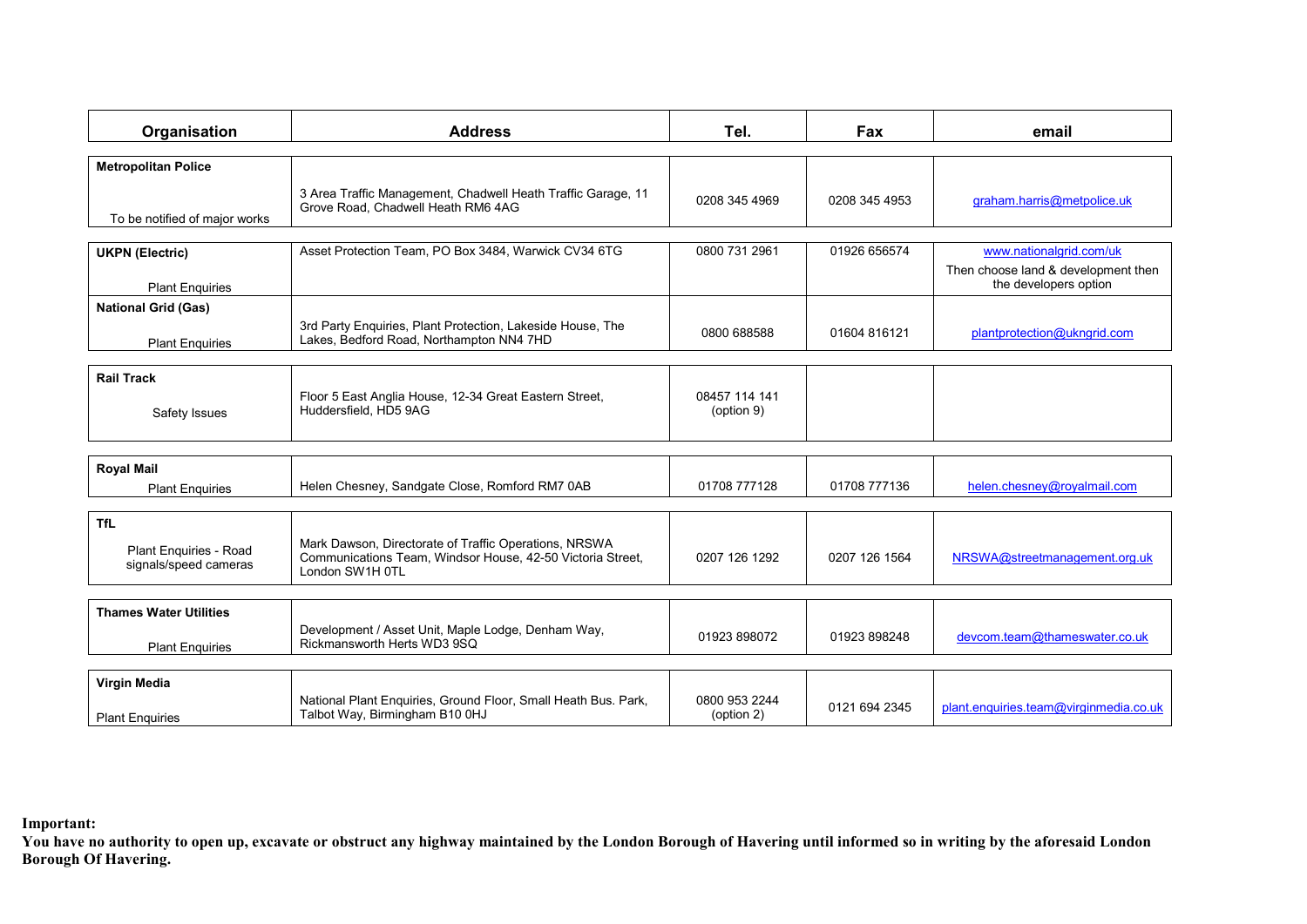| Organisation | Address | Tel. | Fax | email |
|---|---|---|---|---|
| **Metropolitan Police**<br>To be notified of major works | 3 Area Traffic Management, Chadwell Heath Traffic Garage, 11 Grove Road, Chadwell Heath RM6 4AG | 0208 345 4969 | 0208 345 4953 | graham.harris@metpolice.uk |
| **UKPN (Electric)**<br>Plant Enquiries | Asset Protection Team, PO Box 3484, Warwick CV34 6TG | 0800 731 2961 | 01926 656574 | www.nationalgrid.com/uk<br>Then choose land & development then the developers option |
| **National Grid (Gas)**<br>Plant Enquiries | 3rd Party Enquiries, Plant Protection, Lakeside House, The Lakes, Bedford Road, Northampton NN4 7HD | 0800 688588 | 01604 816121 | plantprotection@ukngrid.com |
| **Rail Track**<br>Safety Issues | Floor 5 East Anglia House, 12-34 Great Eastern Street, Huddersfield, HD5 9AG | 08457 114 141 (option 9) | | |
| **Royal Mail**<br>Plant Enquiries | Helen Chesney, Sandgate Close, Romford RM7 0AB | 01708 777128 | 01708 777136 | helen.chesney@royalmail.com |
| **TfL**<br>Plant Enquiries - Road signals/speed cameras | Mark Dawson, Directorate of Traffic Operations, NRSWA Communications Team, Windsor House, 42-50 Victoria Street, London SW1H 0TL | 0207 126 1292 | 0207 126 1564 | NRSWA@streetmanagement.org.uk |
| **Thames Water Utilities**<br>Plant Enquiries | Development / Asset Unit, Maple Lodge, Denham Way, Rickmansworth Herts WD3 9SQ | 01923 898072 | 01923 898248 | devcom.team@thameswater.co.uk |
| **Virgin Media**<br>Plant Enquiries | National Plant Enquiries, Ground Floor, Small Heath Bus. Park, Talbot Way, Birmingham B10 0HJ | 0800 953 2244 (option 2) | 0121 694 2345 | plant.enquiries.team@virginmedia.co.uk |

**Important:**
**You have no authority to open up, excavate or obstruct any highway maintained by the London Borough of Havering until informed so in writing by the aforesaid London Borough Of Havering.**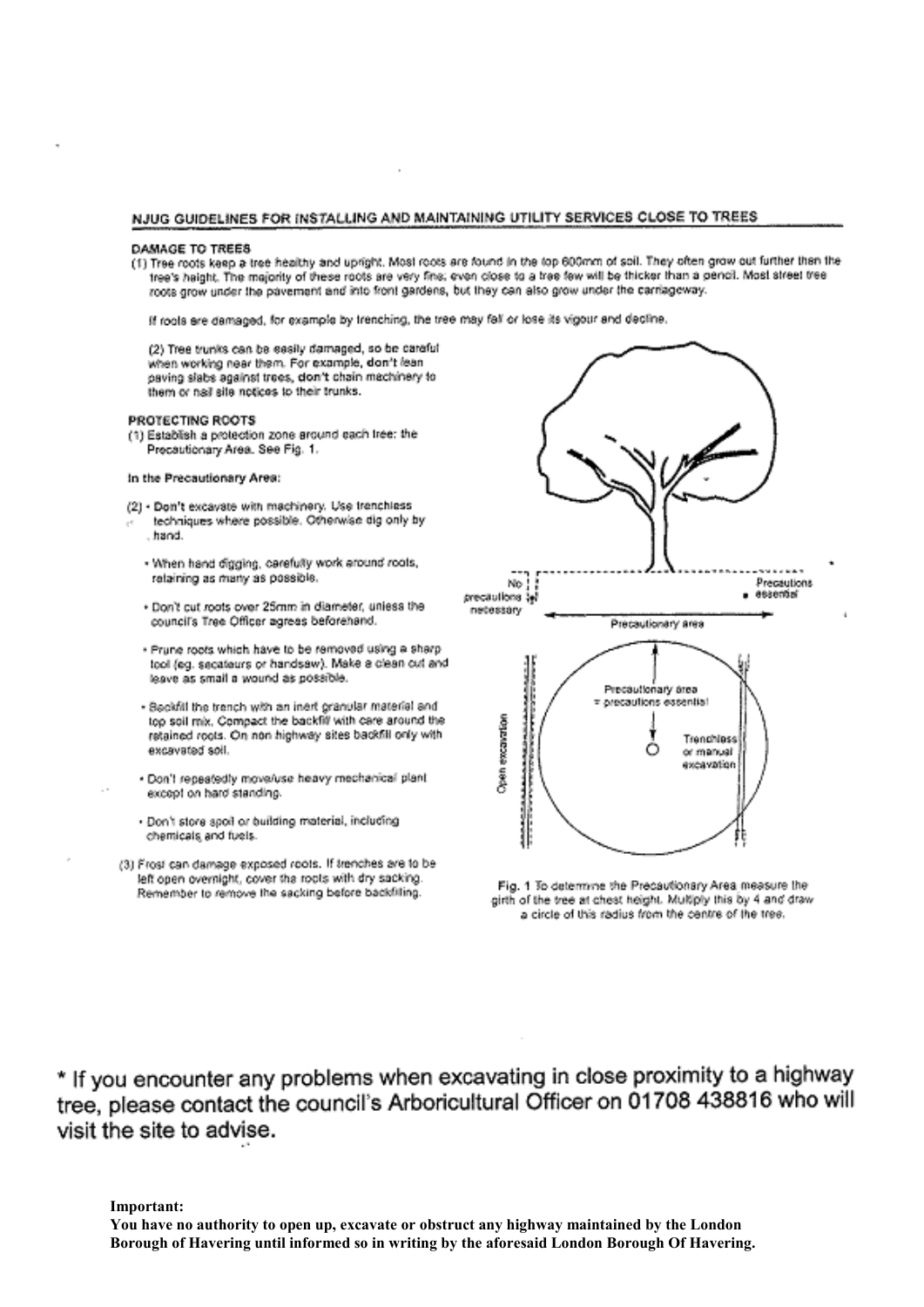## NJUG GUIDELINES FOR INSTALLING AND MAINTAINING UTILITY SERVICES CLOSE TO TREES

### DAMAGE TO TREES

(1) Tree roots keep a tree healthy and upright. Most roots are found in the top 600mm of soil. They often grow out further than the tree's height. The majority of these roots are very fine; even close to a tree few will be thicker than a pencil. Most street tree roots grow under the pavement and into front gardens, but they can also grow under the carriageway.

If roots are damaged, for example by trenching, the tree may fall or lose its vigour and decline.

(2) Tree trunks can be easily damaged, so be careful when working near them. For example, **don't** lean paving slabs against trees, **don't** chain machinery to them or nail site notices to their trunks.

### PROTECTING ROOTS

(1) Establish a protection zone around each tree: the Precautionary Area. See Fig. 1.

**In the Precautionary Area:**

(2)
- Don't excavate with machinery. Use trenchless techniques where possible. Otherwise dig only by hand.
- When hand digging, carefully work around roots, retaining as many as possible.
- Don't cut roots over 25mm in diameter, unless the council's Tree Officer agrees beforehand.
- Prune roots which have to be removed using a sharp tool (eg. secateurs or handsaw). Make a clean cut and leave as small a wound as possible.
- Backfill the trench with an inert granular material and top soil mix. Compact the backfill with care around the retained roots. On non highway sites backfill only with excavated soil.
- Don't repeatedly move/use heavy mechanical plant except on hard standing.
- Don't store spoil or building material, including chemicals and fuels.

(3) Frost can damage exposed roots. If trenches are to be left open overnight, cover the roots with dry sacking. Remember to remove the sacking before backfilling.

No precautions necessary

Precautions essential

Precautionary area

Precautionary area = precautions essential

Open excavation

Trenchless or manual excavation

Fig. 1 To determine the Precautionary Area measure the girth of the tree at chest height. Multiply this by 4 and draw a circle of this radius from the centre of the tree.

\* If you encounter any problems when excavating in close proximity to a highway tree, please contact the council's Arboricultural Officer on 01708 438816 who will visit the site to advise.

**Important:**
**You have no authority to open up, excavate or obstruct any highway maintained by the London Borough of Havering until informed so in writing by the aforesaid London Borough Of Havering.**